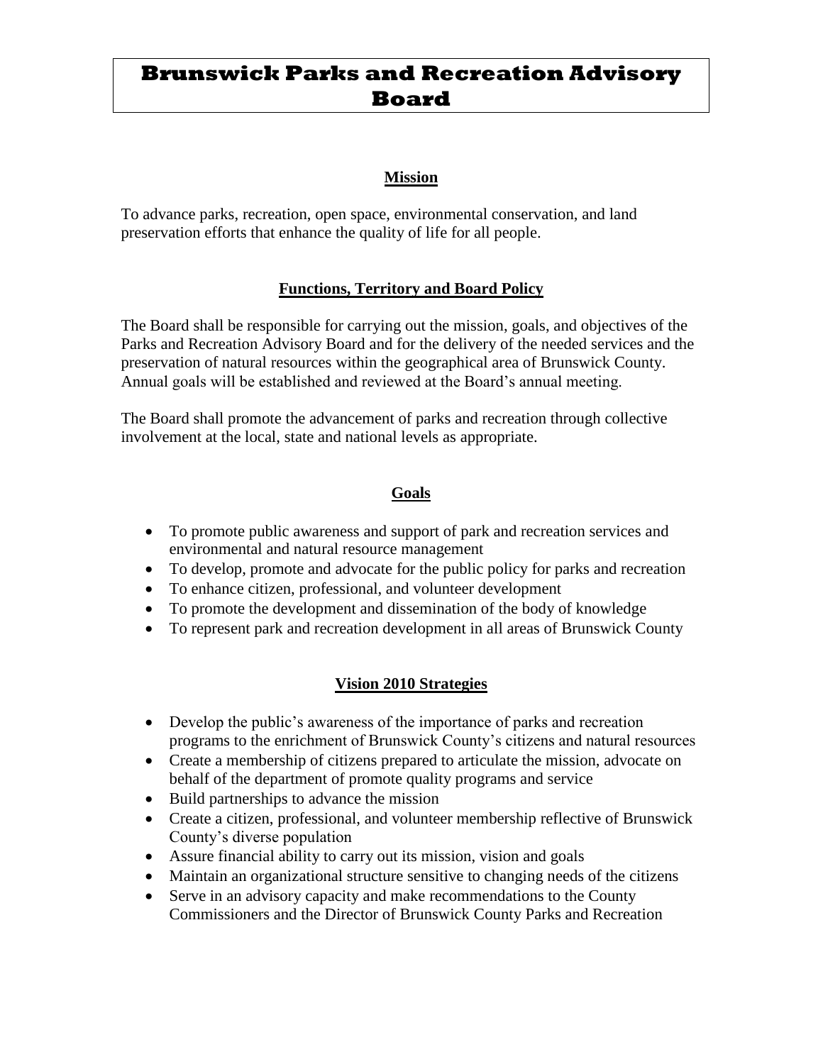# Brunswick Parks and Recreation Advisory Board

## Mission

To advance parks, recreation, open space, environmental conservation, and land preservation efforts that enhance the quality of life for all people.

## Functions, Territory and Board Policy

The Board shall be responsible for carrying out the mission, goals, and objectives of the Parks and Recreation Advisory Board and for the delivery of the needed services and the preservation of natural resources within the geographical area of Brunswick County. Annual goals will be established and reviewed at the Board's annual meeting.

The Board shall promote the advancement of parks and recreation through collective involvement at the local, state and national levels as appropriate.

## Goals

- To promote public awareness and support of park and recreation services and environmental and natural resource management
- To develop, promote and advocate for the public policy for parks and recreation
- To enhance citizen, professional, and volunteer development
- To promote the development and dissemination of the body of knowledge
- To represent park and recreation development in all areas of Brunswick County

## Vision 2010 Strategies

- Develop the public's awareness of the importance of parks and recreation programs to the enrichment of Brunswick County's citizens and natural resources
- Create a membership of citizens prepared to articulate the mission, advocate on behalf of the department of promote quality programs and service
- Build partnerships to advance the mission
- Create a citizen, professional, and volunteer membership reflective of Brunswick County's diverse population
- Assure financial ability to carry out its mission, vision and goals
- Maintain an organizational structure sensitive to changing needs of the citizens
- Serve in an advisory capacity and make recommendations to the County Commissioners and the Director of Brunswick County Parks and Recreation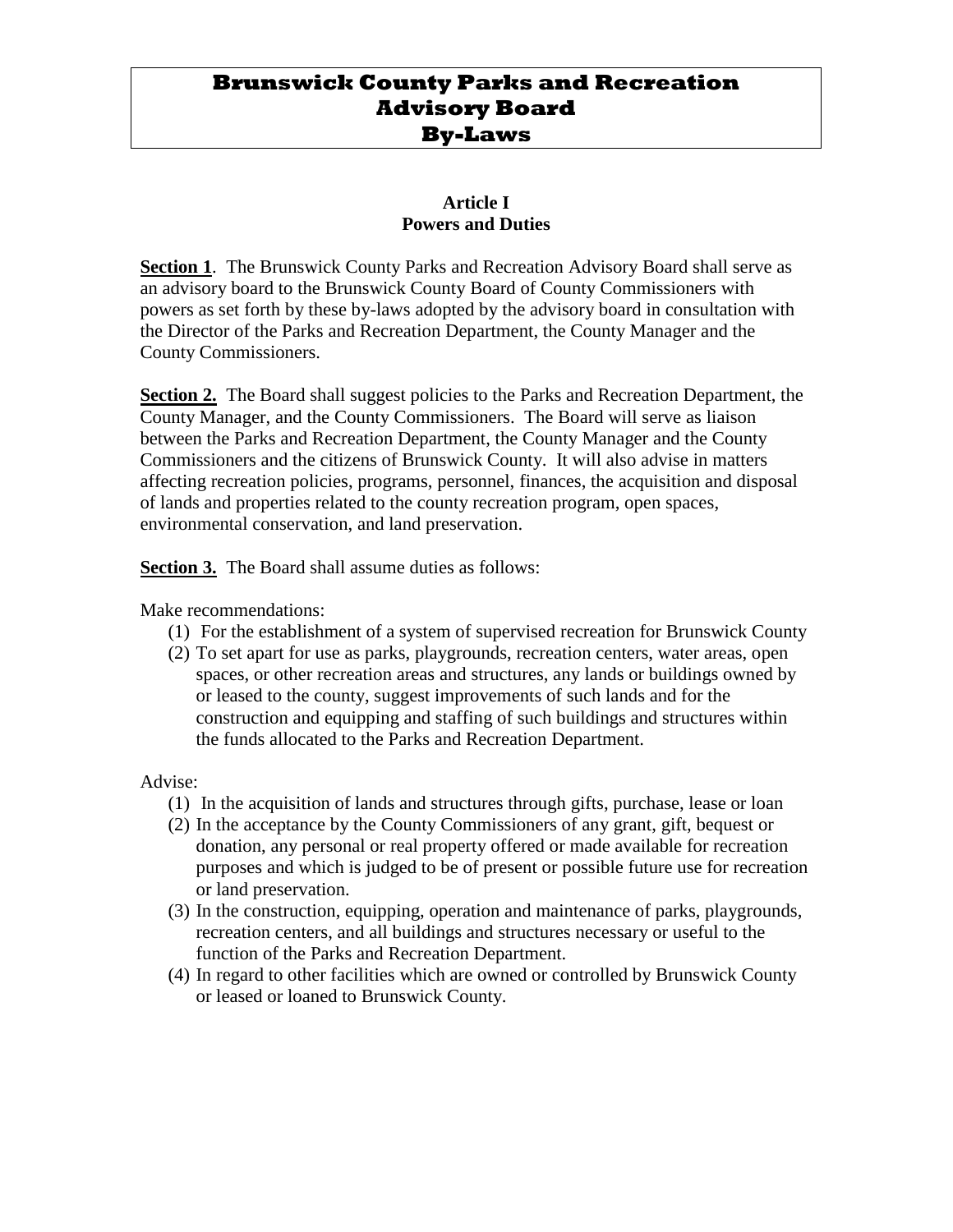# Brunswick County Parks and Recreation Advisory Board By-Laws

## Article I
## Powers and Duties

**Section 1**. The Brunswick County Parks and Recreation Advisory Board shall serve as an advisory board to the Brunswick County Board of County Commissioners with powers as set forth by these by-laws adopted by the advisory board in consultation with the Director of the Parks and Recreation Department, the County Manager and the County Commissioners.

**Section 2.** The Board shall suggest policies to the Parks and Recreation Department, the County Manager, and the County Commissioners. The Board will serve as liaison between the Parks and Recreation Department, the County Manager and the County Commissioners and the citizens of Brunswick County. It will also advise in matters affecting recreation policies, programs, personnel, finances, the acquisition and disposal of lands and properties related to the county recreation program, open spaces, environmental conservation, and land preservation.

**Section 3.** The Board shall assume duties as follows:

Make recommendations:

(1) For the establishment of a system of supervised recreation for Brunswick County
(2) To set apart for use as parks, playgrounds, recreation centers, water areas, open spaces, or other recreation areas and structures, any lands or buildings owned by or leased to the county, suggest improvements of such lands and for the construction and equipping and staffing of such buildings and structures within the funds allocated to the Parks and Recreation Department.

Advise:

(1) In the acquisition of lands and structures through gifts, purchase, lease or loan
(2) In the acceptance by the County Commissioners of any grant, gift, bequest or donation, any personal or real property offered or made available for recreation purposes and which is judged to be of present or possible future use for recreation or land preservation.
(3) In the construction, equipping, operation and maintenance of parks, playgrounds, recreation centers, and all buildings and structures necessary or useful to the function of the Parks and Recreation Department.
(4) In regard to other facilities which are owned or controlled by Brunswick County or leased or loaned to Brunswick County.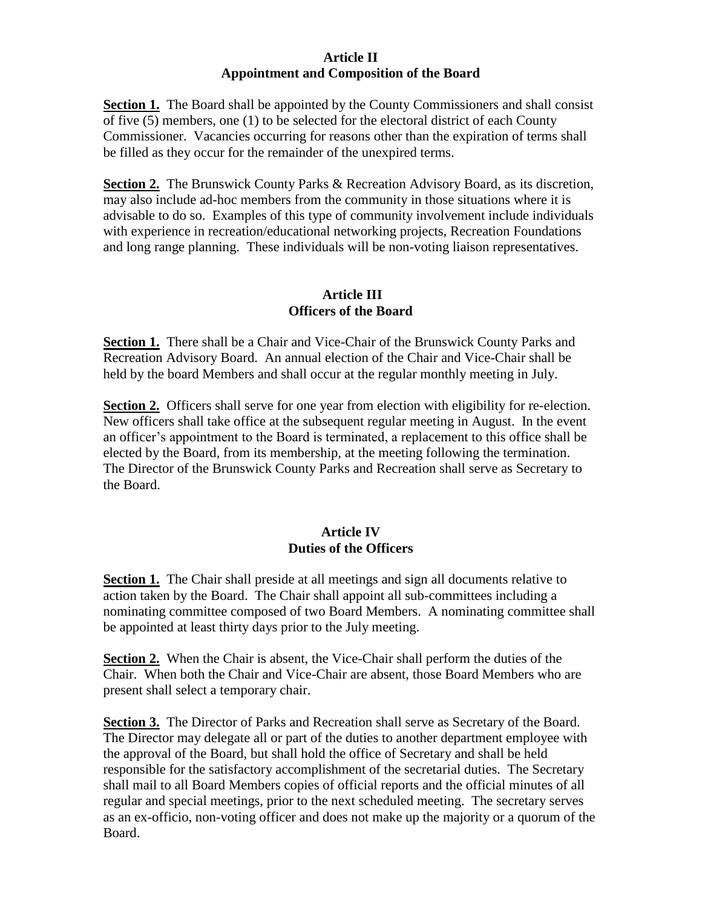## Article II
## Appointment and Composition of the Board

**Section 1.** The Board shall be appointed by the County Commissioners and shall consist of five (5) members, one (1) to be selected for the electoral district of each County Commissioner. Vacancies occurring for reasons other than the expiration of terms shall be filled as they occur for the remainder of the unexpired terms.

**Section 2.** The Brunswick County Parks & Recreation Advisory Board, as its discretion, may also include ad-hoc members from the community in those situations where it is advisable to do so. Examples of this type of community involvement include individuals with experience in recreation/educational networking projects, Recreation Foundations and long range planning. These individuals will be non-voting liaison representatives.

## Article III
## Officers of the Board

**Section 1.** There shall be a Chair and Vice-Chair of the Brunswick County Parks and Recreation Advisory Board. An annual election of the Chair and Vice-Chair shall be held by the board Members and shall occur at the regular monthly meeting in July.

**Section 2.** Officers shall serve for one year from election with eligibility for re-election. New officers shall take office at the subsequent regular meeting in August. In the event an officer's appointment to the Board is terminated, a replacement to this office shall be elected by the Board, from its membership, at the meeting following the termination. The Director of the Brunswick County Parks and Recreation shall serve as Secretary to the Board.

## Article IV
## Duties of the Officers

**Section 1.** The Chair shall preside at all meetings and sign all documents relative to action taken by the Board. The Chair shall appoint all sub-committees including a nominating committee composed of two Board Members. A nominating committee shall be appointed at least thirty days prior to the July meeting.

**Section 2.** When the Chair is absent, the Vice-Chair shall perform the duties of the Chair. When both the Chair and Vice-Chair are absent, those Board Members who are present shall select a temporary chair.

**Section 3.** The Director of Parks and Recreation shall serve as Secretary of the Board. The Director may delegate all or part of the duties to another department employee with the approval of the Board, but shall hold the office of Secretary and shall be held responsible for the satisfactory accomplishment of the secretarial duties. The Secretary shall mail to all Board Members copies of official reports and the official minutes of all regular and special meetings, prior to the next scheduled meeting. The secretary serves as an ex-officio, non-voting officer and does not make up the majority or a quorum of the Board.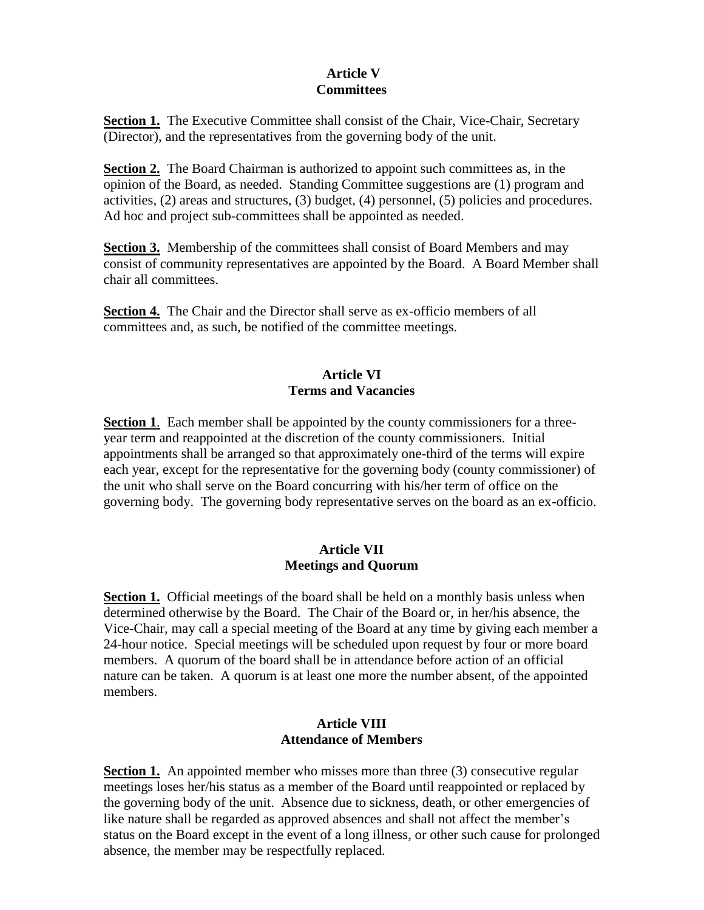## Article V
## Committees

**Section 1.** The Executive Committee shall consist of the Chair, Vice-Chair, Secretary (Director), and the representatives from the governing body of the unit.

**Section 2.** The Board Chairman is authorized to appoint such committees as, in the opinion of the Board, as needed. Standing Committee suggestions are (1) program and activities, (2) areas and structures, (3) budget, (4) personnel, (5) policies and procedures. Ad hoc and project sub-committees shall be appointed as needed.

**Section 3.** Membership of the committees shall consist of Board Members and may consist of community representatives are appointed by the Board. A Board Member shall chair all committees.

**Section 4.** The Chair and the Director shall serve as ex-officio members of all committees and, as such, be notified of the committee meetings.

## Article VI
## Terms and Vacancies

**Section 1**. Each member shall be appointed by the county commissioners for a three-year term and reappointed at the discretion of the county commissioners. Initial appointments shall be arranged so that approximately one-third of the terms will expire each year, except for the representative for the governing body (county commissioner) of the unit who shall serve on the Board concurring with his/her term of office on the governing body. The governing body representative serves on the board as an ex-officio.

## Article VII
## Meetings and Quorum

**Section 1.** Official meetings of the board shall be held on a monthly basis unless when determined otherwise by the Board. The Chair of the Board or, in her/his absence, the Vice-Chair, may call a special meeting of the Board at any time by giving each member a 24-hour notice. Special meetings will be scheduled upon request by four or more board members. A quorum of the board shall be in attendance before action of an official nature can be taken. A quorum is at least one more the number absent, of the appointed members.

## Article VIII
## Attendance of Members

**Section 1.** An appointed member who misses more than three (3) consecutive regular meetings loses her/his status as a member of the Board until reappointed or replaced by the governing body of the unit. Absence due to sickness, death, or other emergencies of like nature shall be regarded as approved absences and shall not affect the member's status on the Board except in the event of a long illness, or other such cause for prolonged absence, the member may be respectfully replaced.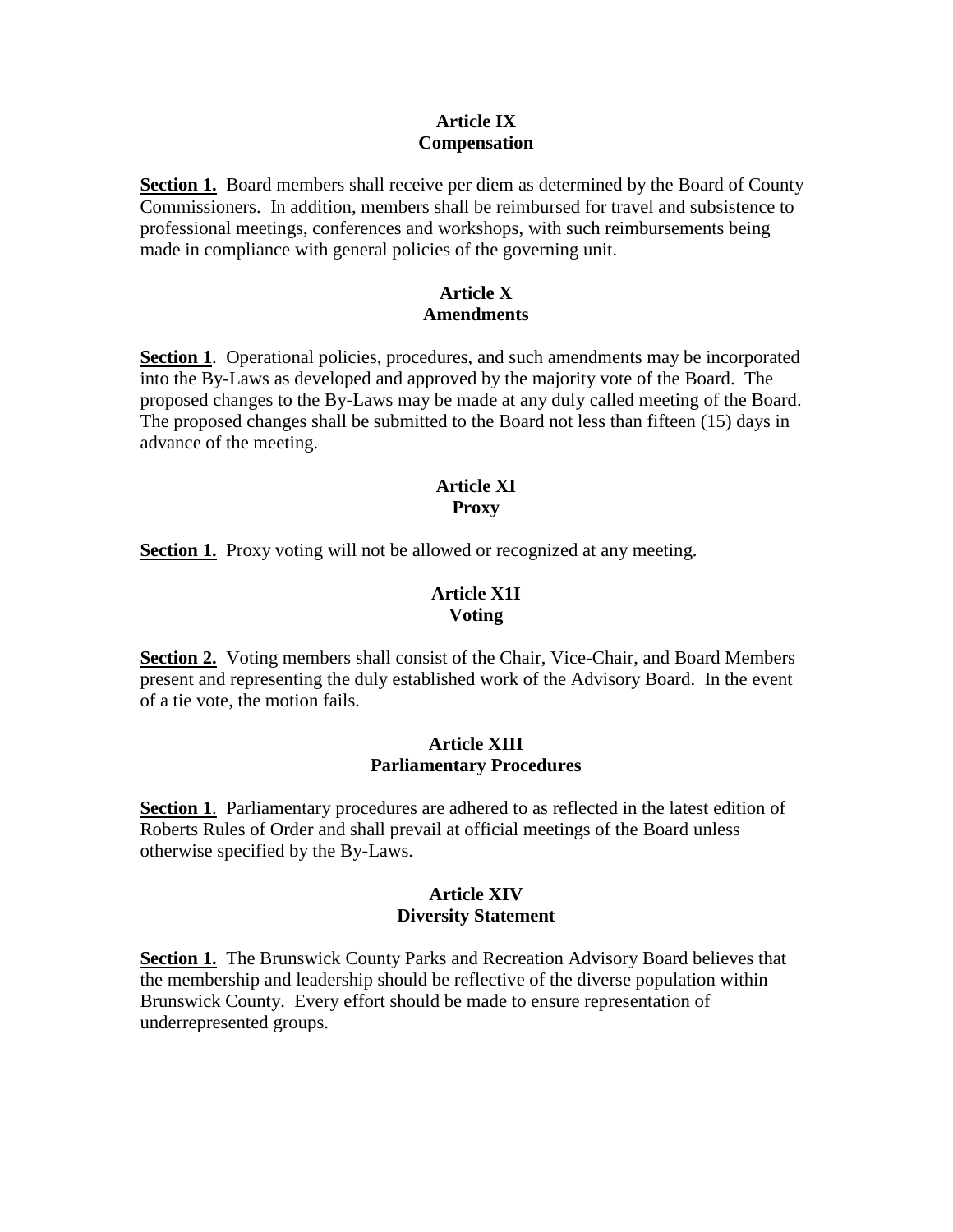## Article IX
## Compensation

**Section 1.** Board members shall receive per diem as determined by the Board of County Commissioners. In addition, members shall be reimbursed for travel and subsistence to professional meetings, conferences and workshops, with such reimbursements being made in compliance with general policies of the governing unit.

## Article X
## Amendments

**Section 1**. Operational policies, procedures, and such amendments may be incorporated into the By-Laws as developed and approved by the majority vote of the Board. The proposed changes to the By-Laws may be made at any duly called meeting of the Board. The proposed changes shall be submitted to the Board not less than fifteen (15) days in advance of the meeting.

## Article XI
## Proxy

**Section 1.** Proxy voting will not be allowed or recognized at any meeting.

## Article X1I
## Voting

**Section 2.** Voting members shall consist of the Chair, Vice-Chair, and Board Members present and representing the duly established work of the Advisory Board. In the event of a tie vote, the motion fails.

## Article XIII
## Parliamentary Procedures

**Section 1**. Parliamentary procedures are adhered to as reflected in the latest edition of Roberts Rules of Order and shall prevail at official meetings of the Board unless otherwise specified by the By-Laws.

## Article XIV
## Diversity Statement

**Section 1.** The Brunswick County Parks and Recreation Advisory Board believes that the membership and leadership should be reflective of the diverse population within Brunswick County. Every effort should be made to ensure representation of underrepresented groups.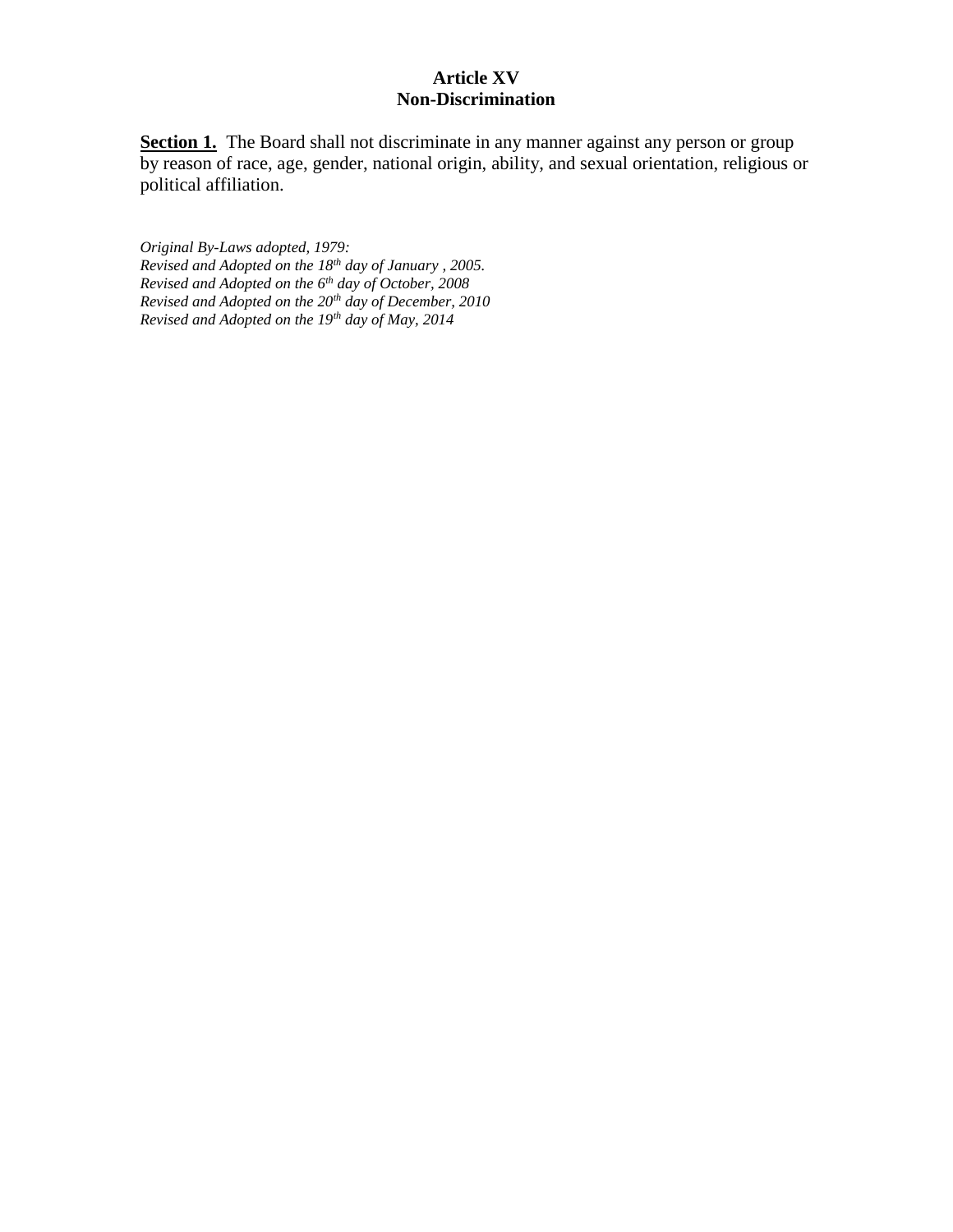# Article XV
## Non-Discrimination

**Section 1.** The Board shall not discriminate in any manner against any person or group by reason of race, age, gender, national origin, ability, and sexual orientation, religious or political affiliation.

*Original By-Laws adopted, 1979:*
*Revised and Adopted on the 18th day of January , 2005.*
*Revised and Adopted on the 6th day of October, 2008*
*Revised and Adopted on the 20th day of December, 2010*
*Revised and Adopted on the 19th day of May, 2014*